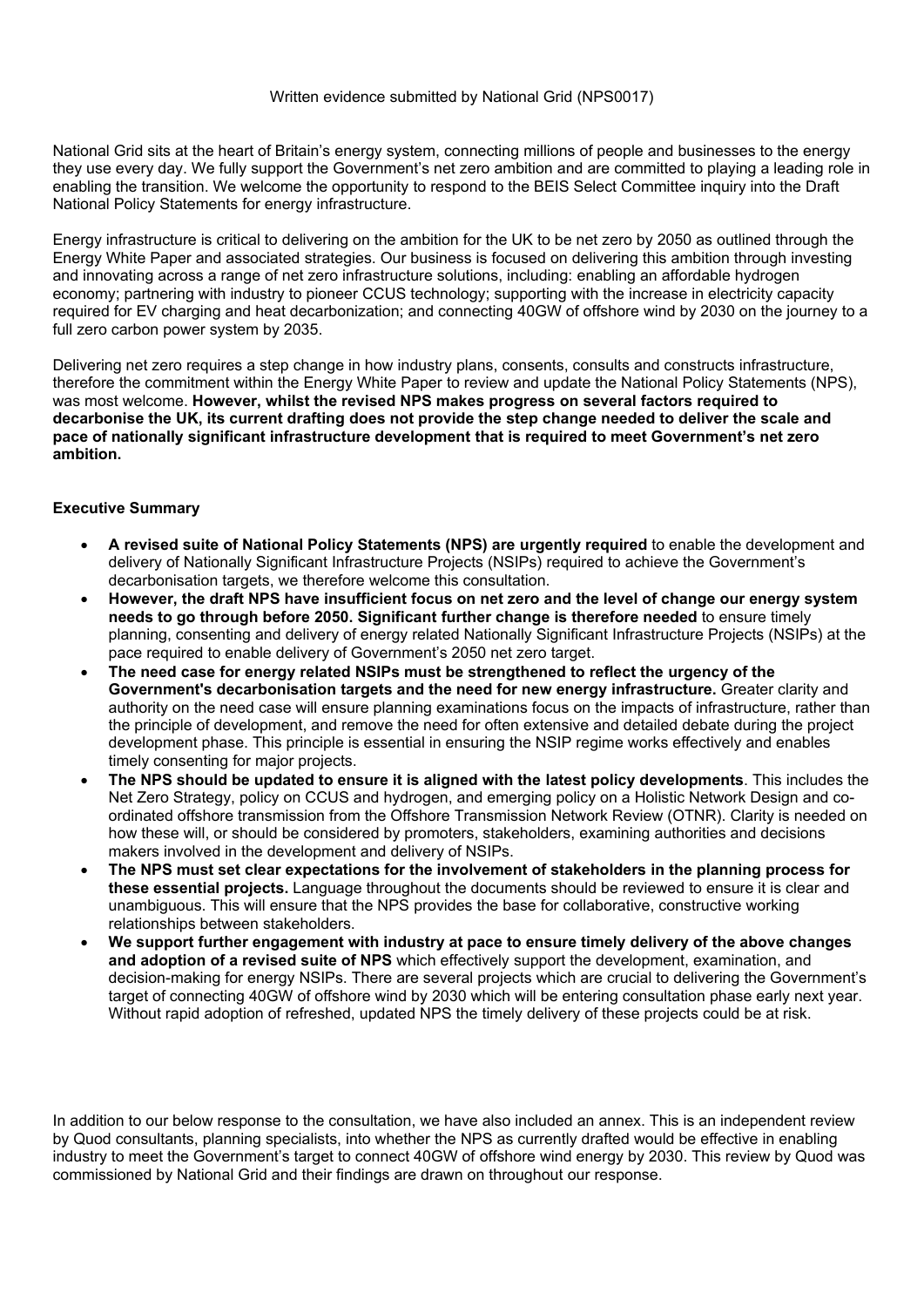Written evidence submitted by National Grid (NPS0017)

National Grid sits at the heart of Britain's energy system, connecting millions of people and businesses to the energy they use every day. We fully support the Government's net zero ambition and are committed to playing a leading role in enabling the transition. We welcome the opportunity to respond to the BEIS Select Committee inquiry into the Draft National Policy Statements for energy infrastructure.

Energy infrastructure is critical to delivering on the ambition for the UK to be net zero by 2050 as outlined through the Energy White Paper and associated strategies. Our business is focused on delivering this ambition through investing and innovating across a range of net zero infrastructure solutions, including: enabling an affordable hydrogen economy; partnering with industry to pioneer CCUS technology; supporting with the increase in electricity capacity required for EV charging and heat decarbonization; and connecting 40GW of offshore wind by 2030 on the journey to a full zero carbon power system by 2035.

Delivering net zero requires a step change in how industry plans, consents, consults and constructs infrastructure, therefore the commitment within the Energy White Paper to review and update the National Policy Statements (NPS), was most welcome. **However, whilst the revised NPS makes progress on several factors required to decarbonise the UK, its current drafting does not provide the step change needed to deliver the scale and pace of nationally significant infrastructure development that is required to meet Government's net zero ambition.**

## Executive Summary

- **A revised suite of National Policy Statements (NPS) are urgently required** to enable the development and delivery of Nationally Significant Infrastructure Projects (NSIPs) required to achieve the Government's decarbonisation targets, we therefore welcome this consultation.
- **However, the draft NPS have insufficient focus on net zero and the level of change our energy system needs to go through before 2050. Significant further change is therefore needed** to ensure timely planning, consenting and delivery of energy related Nationally Significant Infrastructure Projects (NSIPs) at the pace required to enable delivery of Government's 2050 net zero target.
- **The need case for energy related NSIPs must be strengthened to reflect the urgency of the Government's decarbonisation targets and the need for new energy infrastructure.** Greater clarity and authority on the need case will ensure planning examinations focus on the impacts of infrastructure, rather than the principle of development, and remove the need for often extensive and detailed debate during the project development phase. This principle is essential in ensuring the NSIP regime works effectively and enables timely consenting for major projects.
- **The NPS should be updated to ensure it is aligned with the latest policy developments**. This includes the Net Zero Strategy, policy on CCUS and hydrogen, and emerging policy on a Holistic Network Design and co-ordinated offshore transmission from the Offshore Transmission Network Review (OTNR). Clarity is needed on how these will, or should be considered by promoters, stakeholders, examining authorities and decisions makers involved in the development and delivery of NSIPs.
- **The NPS must set clear expectations for the involvement of stakeholders in the planning process for these essential projects.** Language throughout the documents should be reviewed to ensure it is clear and unambiguous. This will ensure that the NPS provides the base for collaborative, constructive working relationships between stakeholders.
- **We support further engagement with industry at pace to ensure timely delivery of the above changes and adoption of a revised suite of NPS** which effectively support the development, examination, and decision-making for energy NSIPs. There are several projects which are crucial to delivering the Government's target of connecting 40GW of offshore wind by 2030 which will be entering consultation phase early next year. Without rapid adoption of refreshed, updated NPS the timely delivery of these projects could be at risk.

In addition to our below response to the consultation, we have also included an annex. This is an independent review by Quod consultants, planning specialists, into whether the NPS as currently drafted would be effective in enabling industry to meet the Government's target to connect 40GW of offshore wind energy by 2030. This review by Quod was commissioned by National Grid and their findings are drawn on throughout our response.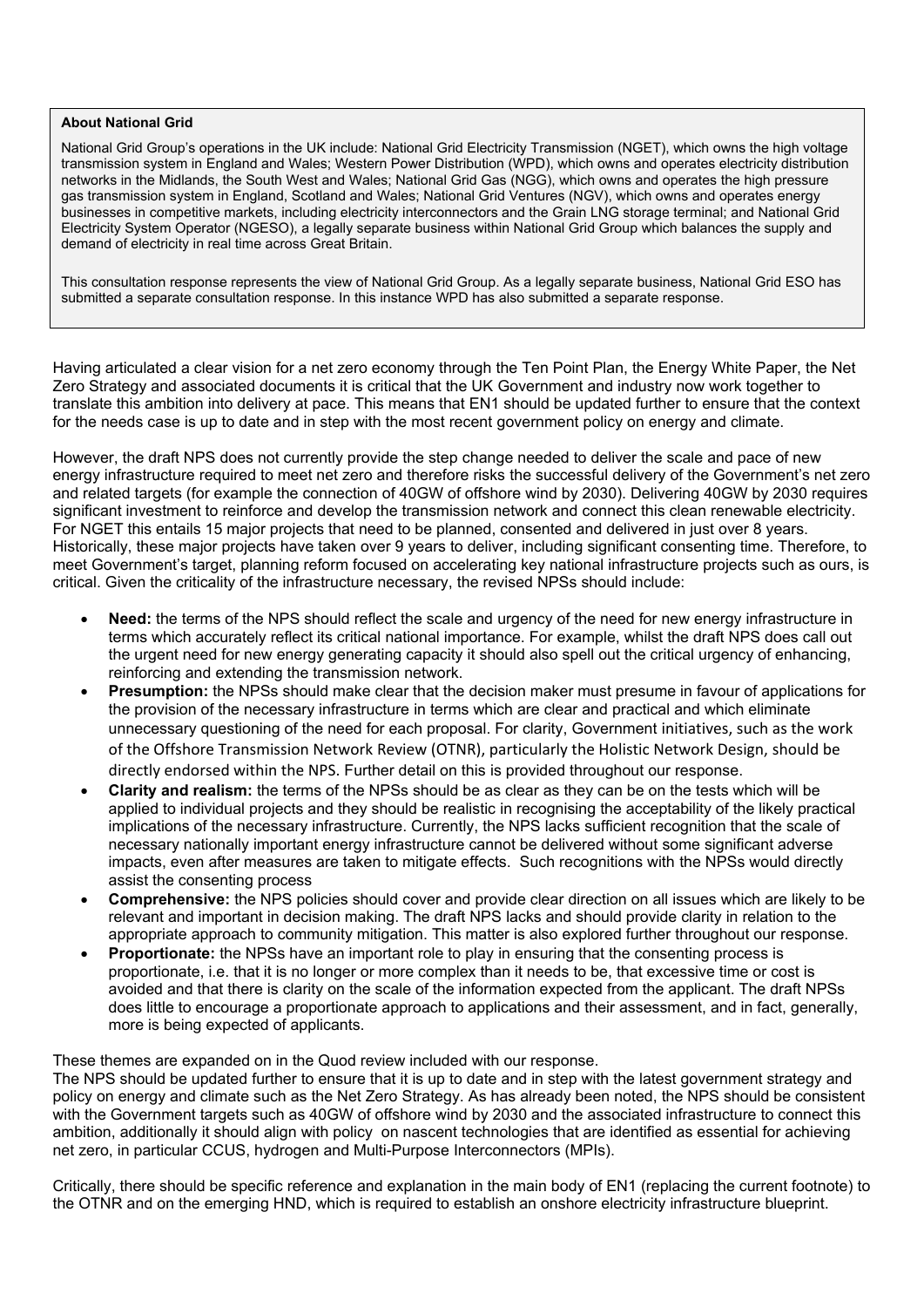**About National Grid**

National Grid Group's operations in the UK include: National Grid Electricity Transmission (NGET), which owns the high voltage transmission system in England and Wales; Western Power Distribution (WPD), which owns and operates electricity distribution networks in the Midlands, the South West and Wales; National Grid Gas (NGG), which owns and operates the high pressure gas transmission system in England, Scotland and Wales; National Grid Ventures (NGV), which owns and operates energy businesses in competitive markets, including electricity interconnectors and the Grain LNG storage terminal; and National Grid Electricity System Operator (NGESO), a legally separate business within National Grid Group which balances the supply and demand of electricity in real time across Great Britain.

This consultation response represents the view of National Grid Group. As a legally separate business, National Grid ESO has submitted a separate consultation response. In this instance WPD has also submitted a separate response.

Having articulated a clear vision for a net zero economy through the Ten Point Plan, the Energy White Paper, the Net Zero Strategy and associated documents it is critical that the UK Government and industry now work together to translate this ambition into delivery at pace. This means that EN1 should be updated further to ensure that the context for the needs case is up to date and in step with the most recent government policy on energy and climate.

However, the draft NPS does not currently provide the step change needed to deliver the scale and pace of new energy infrastructure required to meet net zero and therefore risks the successful delivery of the Government's net zero and related targets (for example the connection of 40GW of offshore wind by 2030). Delivering 40GW by 2030 requires significant investment to reinforce and develop the transmission network and connect this clean renewable electricity. For NGET this entails 15 major projects that need to be planned, consented and delivered in just over 8 years. Historically, these major projects have taken over 9 years to deliver, including significant consenting time. Therefore, to meet Government's target, planning reform focused on accelerating key national infrastructure projects such as ours, is critical. Given the criticality of the infrastructure necessary, the revised NPSs should include:

- **Need:** the terms of the NPS should reflect the scale and urgency of the need for new energy infrastructure in terms which accurately reflect its critical national importance. For example, whilst the draft NPS does call out the urgent need for new energy generating capacity it should also spell out the critical urgency of enhancing, reinforcing and extending the transmission network.
- **Presumption:** the NPSs should make clear that the decision maker must presume in favour of applications for the provision of the necessary infrastructure in terms which are clear and practical and which eliminate unnecessary questioning of the need for each proposal. For clarity, Government initiatives, such as the work of the Offshore Transmission Network Review (OTNR), particularly the Holistic Network Design, should be directly endorsed within the NPS. Further detail on this is provided throughout our response.
- **Clarity and realism:** the terms of the NPSs should be as clear as they can be on the tests which will be applied to individual projects and they should be realistic in recognising the acceptability of the likely practical implications of the necessary infrastructure. Currently, the NPS lacks sufficient recognition that the scale of necessary nationally important energy infrastructure cannot be delivered without some significant adverse impacts, even after measures are taken to mitigate effects. Such recognitions with the NPSs would directly assist the consenting process
- **Comprehensive:** the NPS policies should cover and provide clear direction on all issues which are likely to be relevant and important in decision making. The draft NPS lacks and should provide clarity in relation to the appropriate approach to community mitigation. This matter is also explored further throughout our response.
- **Proportionate:** the NPSs have an important role to play in ensuring that the consenting process is proportionate, i.e. that it is no longer or more complex than it needs to be, that excessive time or cost is avoided and that there is clarity on the scale of the information expected from the applicant. The draft NPSs does little to encourage a proportionate approach to applications and their assessment, and in fact, generally, more is being expected of applicants.

These themes are expanded on in the Quod review included with our response.
The NPS should be updated further to ensure that it is up to date and in step with the latest government strategy and policy on energy and climate such as the Net Zero Strategy. As has already been noted, the NPS should be consistent with the Government targets such as 40GW of offshore wind by 2030 and the associated infrastructure to connect this ambition, additionally it should align with policy on nascent technologies that are identified as essential for achieving net zero, in particular CCUS, hydrogen and Multi-Purpose Interconnectors (MPIs).

Critically, there should be specific reference and explanation in the main body of EN1 (replacing the current footnote) to the OTNR and on the emerging HND, which is required to establish an onshore electricity infrastructure blueprint.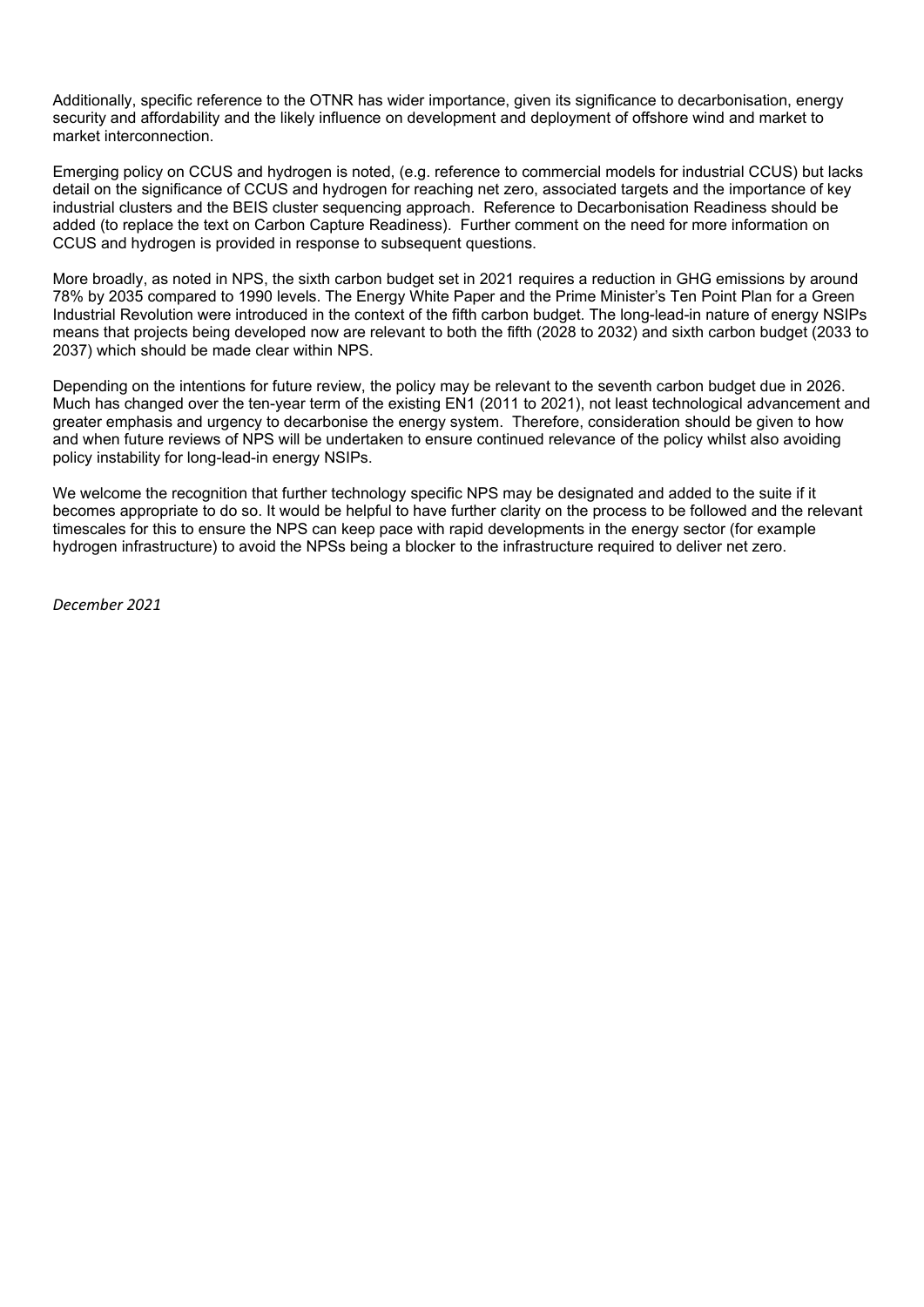Additionally, specific reference to the OTNR has wider importance, given its significance to decarbonisation, energy security and affordability and the likely influence on development and deployment of offshore wind and market to market interconnection.

Emerging policy on CCUS and hydrogen is noted, (e.g. reference to commercial models for industrial CCUS) but lacks detail on the significance of CCUS and hydrogen for reaching net zero, associated targets and the importance of key industrial clusters and the BEIS cluster sequencing approach. Reference to Decarbonisation Readiness should be added (to replace the text on Carbon Capture Readiness). Further comment on the need for more information on CCUS and hydrogen is provided in response to subsequent questions.

More broadly, as noted in NPS, the sixth carbon budget set in 2021 requires a reduction in GHG emissions by around 78% by 2035 compared to 1990 levels. The Energy White Paper and the Prime Minister's Ten Point Plan for a Green Industrial Revolution were introduced in the context of the fifth carbon budget. The long-lead-in nature of energy NSIPs means that projects being developed now are relevant to both the fifth (2028 to 2032) and sixth carbon budget (2033 to 2037) which should be made clear within NPS.

Depending on the intentions for future review, the policy may be relevant to the seventh carbon budget due in 2026. Much has changed over the ten-year term of the existing EN1 (2011 to 2021), not least technological advancement and greater emphasis and urgency to decarbonise the energy system. Therefore, consideration should be given to how and when future reviews of NPS will be undertaken to ensure continued relevance of the policy whilst also avoiding policy instability for long-lead-in energy NSIPs.

We welcome the recognition that further technology specific NPS may be designated and added to the suite if it becomes appropriate to do so. It would be helpful to have further clarity on the process to be followed and the relevant timescales for this to ensure the NPS can keep pace with rapid developments in the energy sector (for example hydrogen infrastructure) to avoid the NPSs being a blocker to the infrastructure required to deliver net zero.

*December 2021*